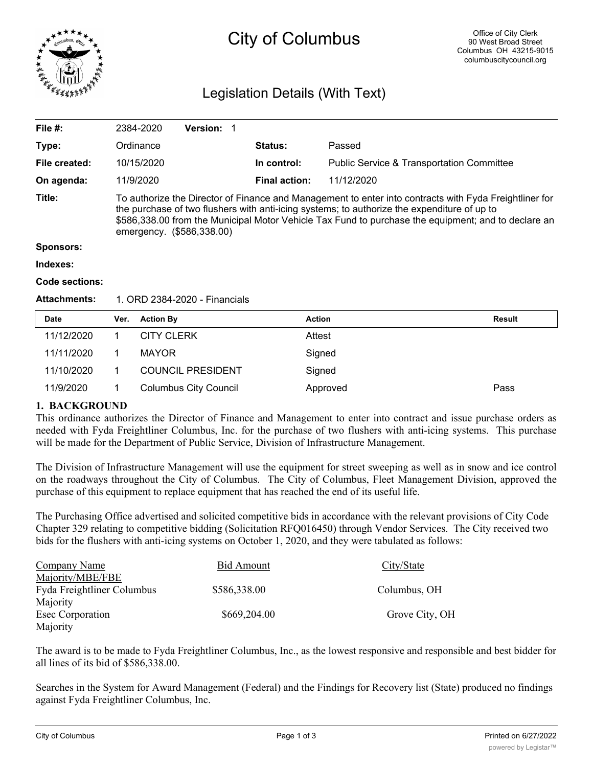# City of Columbus

Office of City Clerk
90 West Broad Street
Columbus OH 43215-9015
columbuscitycouncil.org

## Legislation Details (With Text)

| | | | |
|---|---|---|---|
| **File #:** | 2384-2020 **Version:** 1 | | |
| **Type:** | Ordinance | **Status:** | Passed |
| **File created:** | 10/15/2020 | **In control:** | Public Service & Transportation Committee |
| **On agenda:** | 11/9/2020 | **Final action:** | 11/12/2020 |

**Title:** To authorize the Director of Finance and Management to enter into contracts with Fyda Freightliner for the purchase of two flushers with anti-icing systems; to authorize the expenditure of up to $586,338.00 from the Municipal Motor Vehicle Tax Fund to purchase the equipment; and to declare an emergency. ($586,338.00)

**Sponsors:**

**Indexes:**

**Code sections:**

**Attachments:** 1. ORD 2384-2020 - Financials

| Date | Ver. | Action By | Action | Result |
|---|---|---|---|---|
| 11/12/2020 | 1 | CITY CLERK | Attest | |
| 11/11/2020 | 1 | MAYOR | Signed | |
| 11/10/2020 | 1 | COUNCIL PRESIDENT | Signed | |
| 11/9/2020 | 1 | Columbus City Council | Approved | Pass |

**1. BACKGROUND**

This ordinance authorizes the Director of Finance and Management to enter into contract and issue purchase orders as needed with Fyda Freightliner Columbus, Inc. for the purchase of two flushers with anti-icing systems. This purchase will be made for the Department of Public Service, Division of Infrastructure Management.

The Division of Infrastructure Management will use the equipment for street sweeping as well as in snow and ice control on the roadways throughout the City of Columbus. The City of Columbus, Fleet Management Division, approved the purchase of this equipment to replace equipment that has reached the end of its useful life.

The Purchasing Office advertised and solicited competitive bids in accordance with the relevant provisions of City Code Chapter 329 relating to competitive bidding (Solicitation RFQ016450) through Vendor Services. The City received two bids for the flushers with anti-icing systems on October 1, 2020, and they were tabulated as follows:

| Company Name<br>Majority/MBE/FBE | Bid Amount | City/State |
|---|---|---|
| Fyda Freightliner Columbus<br>Majority | $586,338.00 | Columbus, OH |
| Esec Corporation<br>Majority | $669,204.00 | Grove City, OH |

The award is to be made to Fyda Freightliner Columbus, Inc., as the lowest responsive and responsible and best bidder for all lines of its bid of $586,338.00.

Searches in the System for Award Management (Federal) and the Findings for Recovery list (State) produced no findings against Fyda Freightliner Columbus, Inc.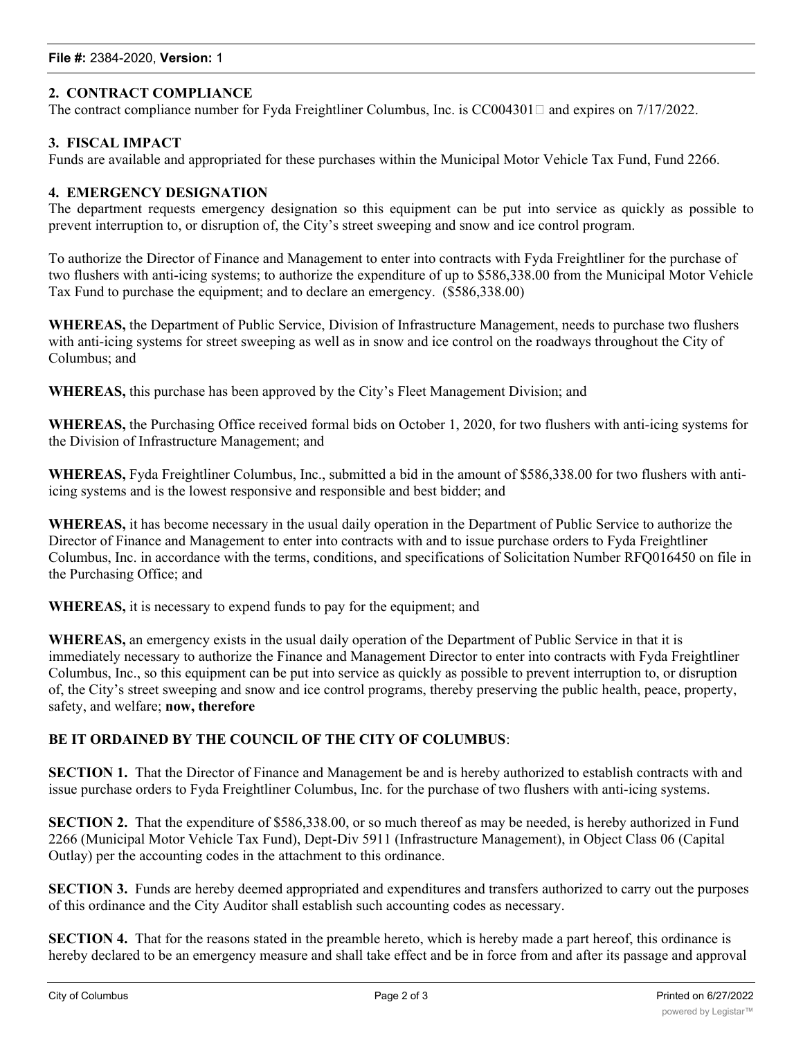**2. CONTRACT COMPLIANCE**

The contract compliance number for Fyda Freightliner Columbus, Inc. is CC004301 and expires on 7/17/2022.

**3. FISCAL IMPACT**

Funds are available and appropriated for these purchases within the Municipal Motor Vehicle Tax Fund, Fund 2266.

**4. EMERGENCY DESIGNATION**

The department requests emergency designation so this equipment can be put into service as quickly as possible to prevent interruption to, or disruption of, the City's street sweeping and snow and ice control program.

To authorize the Director of Finance and Management to enter into contracts with Fyda Freightliner for the purchase of two flushers with anti-icing systems; to authorize the expenditure of up to $586,338.00 from the Municipal Motor Vehicle Tax Fund to purchase the equipment; and to declare an emergency. ($586,338.00)

**WHEREAS,** the Department of Public Service, Division of Infrastructure Management, needs to purchase two flushers with anti-icing systems for street sweeping as well as in snow and ice control on the roadways throughout the City of Columbus; and

**WHEREAS,** this purchase has been approved by the City's Fleet Management Division; and

**WHEREAS,** the Purchasing Office received formal bids on October 1, 2020, for two flushers with anti-icing systems for the Division of Infrastructure Management; and

**WHEREAS,** Fyda Freightliner Columbus, Inc., submitted a bid in the amount of $586,338.00 for two flushers with anti-icing systems and is the lowest responsive and responsible and best bidder; and

**WHEREAS,** it has become necessary in the usual daily operation in the Department of Public Service to authorize the Director of Finance and Management to enter into contracts with and to issue purchase orders to Fyda Freightliner Columbus, Inc. in accordance with the terms, conditions, and specifications of Solicitation Number RFQ016450 on file in the Purchasing Office; and

**WHEREAS,** it is necessary to expend funds to pay for the equipment; and

**WHEREAS,** an emergency exists in the usual daily operation of the Department of Public Service in that it is immediately necessary to authorize the Finance and Management Director to enter into contracts with Fyda Freightliner Columbus, Inc., so this equipment can be put into service as quickly as possible to prevent interruption to, or disruption of, the City's street sweeping and snow and ice control programs, thereby preserving the public health, peace, property, safety, and welfare; **now, therefore**

**BE IT ORDAINED BY THE COUNCIL OF THE CITY OF COLUMBUS**:

**SECTION 1.** That the Director of Finance and Management be and is hereby authorized to establish contracts with and issue purchase orders to Fyda Freightliner Columbus, Inc. for the purchase of two flushers with anti-icing systems.

**SECTION 2.** That the expenditure of $586,338.00, or so much thereof as may be needed, is hereby authorized in Fund 2266 (Municipal Motor Vehicle Tax Fund), Dept-Div 5911 (Infrastructure Management), in Object Class 06 (Capital Outlay) per the accounting codes in the attachment to this ordinance.

**SECTION 3.** Funds are hereby deemed appropriated and expenditures and transfers authorized to carry out the purposes of this ordinance and the City Auditor shall establish such accounting codes as necessary.

**SECTION 4.** That for the reasons stated in the preamble hereto, which is hereby made a part hereof, this ordinance is hereby declared to be an emergency measure and shall take effect and be in force from and after its passage and approval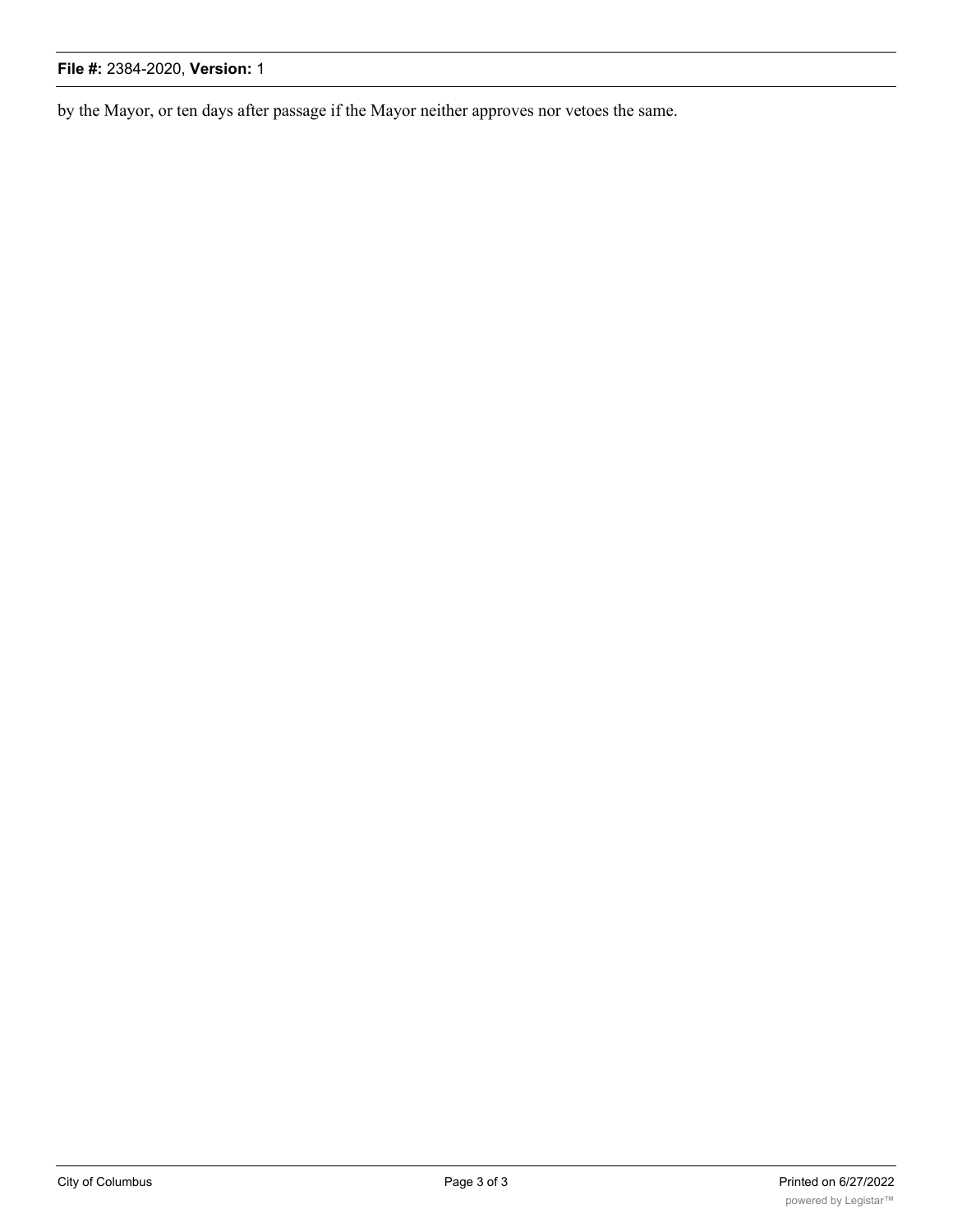by the Mayor, or ten days after passage if the Mayor neither approves nor vetoes the same.